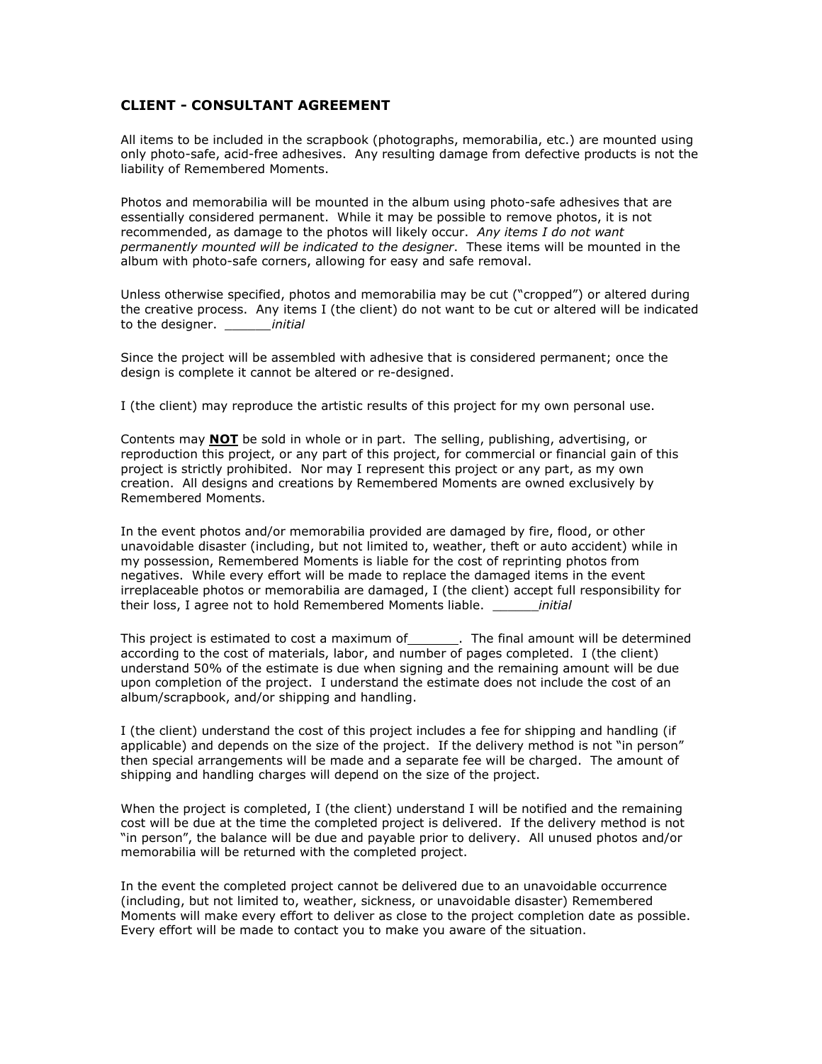## CLIENT - CONSULTANT AGREEMENT

All items to be included in the scrapbook (photographs, memorabilia, etc.) are mounted using only photo-safe, acid-free adhesives. Any resulting damage from defective products is not the liability of Remembered Moments.

Photos and memorabilia will be mounted in the album using photo-safe adhesives that are essentially considered permanent. While it may be possible to remove photos, it is not recommended, as damage to the photos will likely occur. *Any items I do not want permanently mounted will be indicated to the designer*. These items will be mounted in the album with photo-safe corners, allowing for easy and safe removal.

Unless otherwise specified, photos and memorabilia may be cut ("cropped") or altered during the creative process. Any items I (the client) do not want to be cut or altered will be indicated to the designer. ______*initial*

Since the project will be assembled with adhesive that is considered permanent; once the design is complete it cannot be altered or re-designed.

I (the client) may reproduce the artistic results of this project for my own personal use.

Contents may **<u>NOT</u>** be sold in whole or in part. The selling, publishing, advertising, or reproduction this project, or any part of this project, for commercial or financial gain of this project is strictly prohibited. Nor may I represent this project or any part, as my own creation. All designs and creations by Remembered Moments are owned exclusively by Remembered Moments.

In the event photos and/or memorabilia provided are damaged by fire, flood, or other unavoidable disaster (including, but not limited to, weather, theft or auto accident) while in my possession, Remembered Moments is liable for the cost of reprinting photos from negatives. While every effort will be made to replace the damaged items in the event irreplaceable photos or memorabilia are damaged, I (the client) accept full responsibility for their loss, I agree not to hold Remembered Moments liable. ______*initial*

This project is estimated to cost a maximum of_______. The final amount will be determined according to the cost of materials, labor, and number of pages completed. I (the client) understand 50% of the estimate is due when signing and the remaining amount will be due upon completion of the project. I understand the estimate does not include the cost of an album/scrapbook, and/or shipping and handling.

I (the client) understand the cost of this project includes a fee for shipping and handling (if applicable) and depends on the size of the project. If the delivery method is not "in person" then special arrangements will be made and a separate fee will be charged. The amount of shipping and handling charges will depend on the size of the project.

When the project is completed, I (the client) understand I will be notified and the remaining cost will be due at the time the completed project is delivered. If the delivery method is not "in person", the balance will be due and payable prior to delivery. All unused photos and/or memorabilia will be returned with the completed project.

In the event the completed project cannot be delivered due to an unavoidable occurrence (including, but not limited to, weather, sickness, or unavoidable disaster) Remembered Moments will make every effort to deliver as close to the project completion date as possible. Every effort will be made to contact you to make you aware of the situation.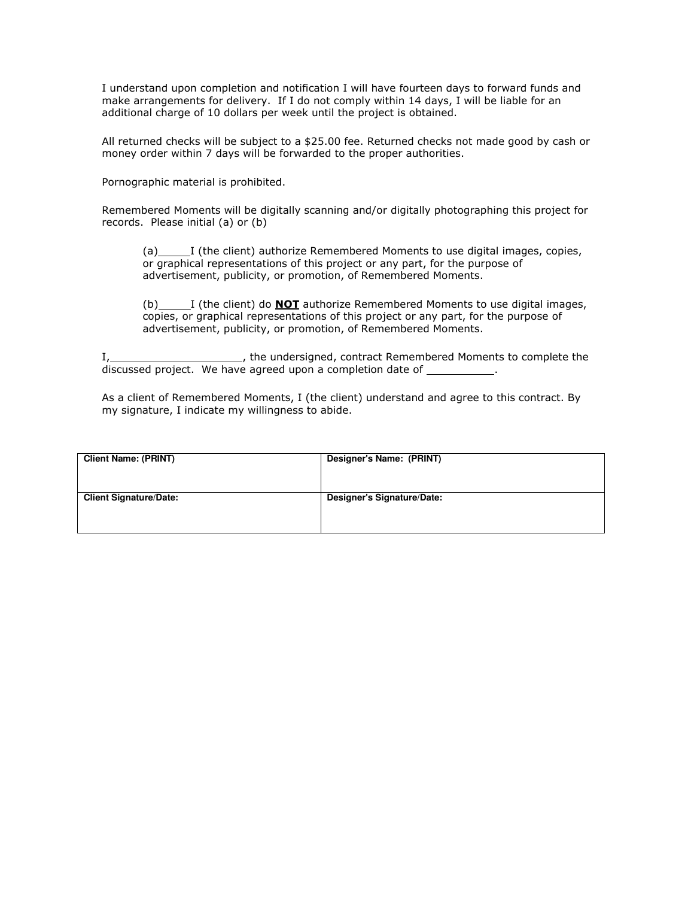I understand upon completion and notification I will have fourteen days to forward funds and make arrangements for delivery. If I do not comply within 14 days, I will be liable for an additional charge of 10 dollars per week until the project is obtained.

All returned checks will be subject to a $25.00 fee. Returned checks not made good by cash or money order within 7 days will be forwarded to the proper authorities.

Pornographic material is prohibited.

Remembered Moments will be digitally scanning and/or digitally photographing this project for records. Please initial (a) or (b)

> (a)_____I (the client) authorize Remembered Moments to use digital images, copies, or graphical representations of this project or any part, for the purpose of advertisement, publicity, or promotion, of Remembered Moments.
>
> (b)_____I (the client) do ***NOT*** authorize Remembered Moments to use digital images, copies, or graphical representations of this project or any part, for the purpose of advertisement, publicity, or promotion, of Remembered Moments.

I,_____________________, the undersigned, contract Remembered Moments to complete the discussed project. We have agreed upon a completion date of ___________.

As a client of Remembered Moments, I (the client) understand and agree to this contract. By my signature, I indicate my willingness to abide.

| | |
|---|---|
| **Client Name: (PRINT)** | **Designer's Name: (PRINT)** |
| **Client Signature/Date:** | **Designer's Signature/Date:** |